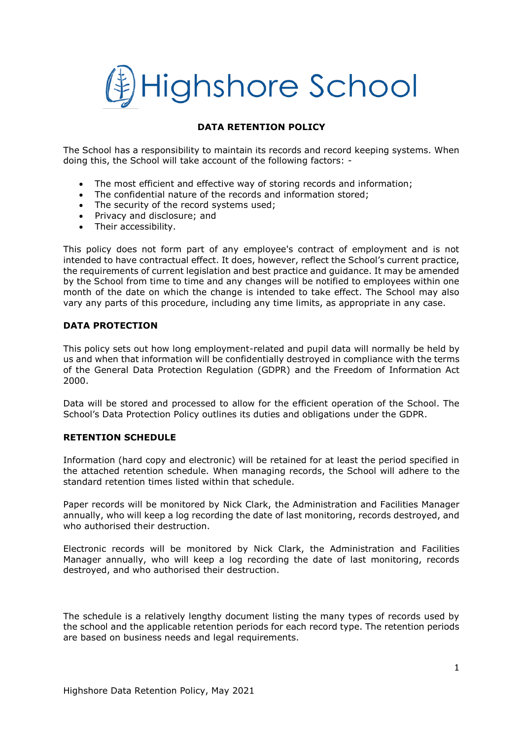# Highshore School

## DATA RETENTION POLICY

The School has a responsibility to maintain its records and record keeping systems. When doing this, the School will take account of the following factors: -

- The most efficient and effective way of storing records and information;
- The confidential nature of the records and information stored;
- The security of the record systems used;
- Privacy and disclosure; and
- Their accessibility.

This policy does not form part of any employee's contract of employment and is not intended to have contractual effect. It does, however, reflect the School's current practice, the requirements of current legislation and best practice and guidance. It may be amended by the School from time to time and any changes will be notified to employees within one month of the date on which the change is intended to take effect. The School may also vary any parts of this procedure, including any time limits, as appropriate in any case.

### DATA PROTECTION

This policy sets out how long employment-related and pupil data will normally be held by us and when that information will be confidentially destroyed in compliance with the terms of the General Data Protection Regulation (GDPR) and the Freedom of Information Act 2000.

Data will be stored and processed to allow for the efficient operation of the School. The School's Data Protection Policy outlines its duties and obligations under the GDPR.

### RETENTION SCHEDULE

Information (hard copy and electronic) will be retained for at least the period specified in the attached retention schedule. When managing records, the School will adhere to the standard retention times listed within that schedule.

Paper records will be monitored by Nick Clark, the Administration and Facilities Manager annually, who will keep a log recording the date of last monitoring, records destroyed, and who authorised their destruction.

Electronic records will be monitored by Nick Clark, the Administration and Facilities Manager annually, who will keep a log recording the date of last monitoring, records destroyed, and who authorised their destruction.

The schedule is a relatively lengthy document listing the many types of records used by the school and the applicable retention periods for each record type. The retention periods are based on business needs and legal requirements.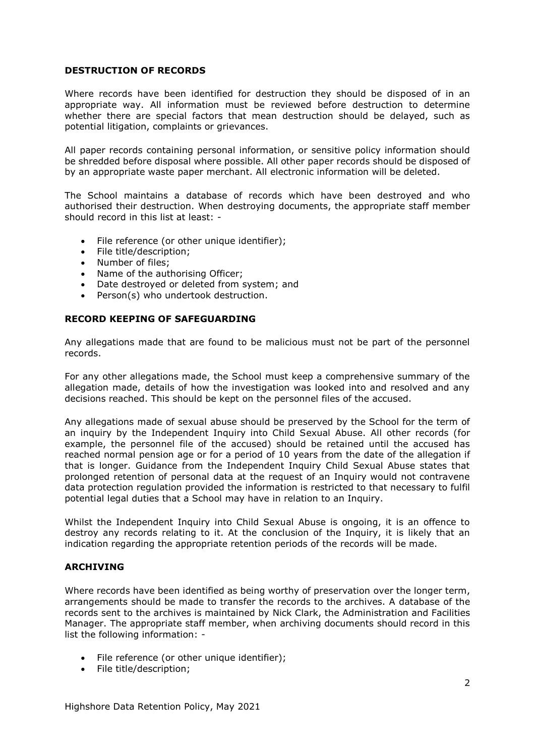## DESTRUCTION OF RECORDS

Where records have been identified for destruction they should be disposed of in an appropriate way. All information must be reviewed before destruction to determine whether there are special factors that mean destruction should be delayed, such as potential litigation, complaints or grievances.

All paper records containing personal information, or sensitive policy information should be shredded before disposal where possible. All other paper records should be disposed of by an appropriate waste paper merchant. All electronic information will be deleted.

The School maintains a database of records which have been destroyed and who authorised their destruction. When destroying documents, the appropriate staff member should record in this list at least: -

- File reference (or other unique identifier);
- File title/description;
- Number of files;
- Name of the authorising Officer;
- Date destroyed or deleted from system; and
- Person(s) who undertook destruction.

## RECORD KEEPING OF SAFEGUARDING

Any allegations made that are found to be malicious must not be part of the personnel records.

For any other allegations made, the School must keep a comprehensive summary of the allegation made, details of how the investigation was looked into and resolved and any decisions reached. This should be kept on the personnel files of the accused.

Any allegations made of sexual abuse should be preserved by the School for the term of an inquiry by the Independent Inquiry into Child Sexual Abuse. All other records (for example, the personnel file of the accused) should be retained until the accused has reached normal pension age or for a period of 10 years from the date of the allegation if that is longer. Guidance from the Independent Inquiry Child Sexual Abuse states that prolonged retention of personal data at the request of an Inquiry would not contravene data protection regulation provided the information is restricted to that necessary to fulfil potential legal duties that a School may have in relation to an Inquiry.

Whilst the Independent Inquiry into Child Sexual Abuse is ongoing, it is an offence to destroy any records relating to it. At the conclusion of the Inquiry, it is likely that an indication regarding the appropriate retention periods of the records will be made.

## ARCHIVING

Where records have been identified as being worthy of preservation over the longer term, arrangements should be made to transfer the records to the archives. A database of the records sent to the archives is maintained by Nick Clark, the Administration and Facilities Manager. The appropriate staff member, when archiving documents should record in this list the following information: -

- File reference (or other unique identifier);
- File title/description;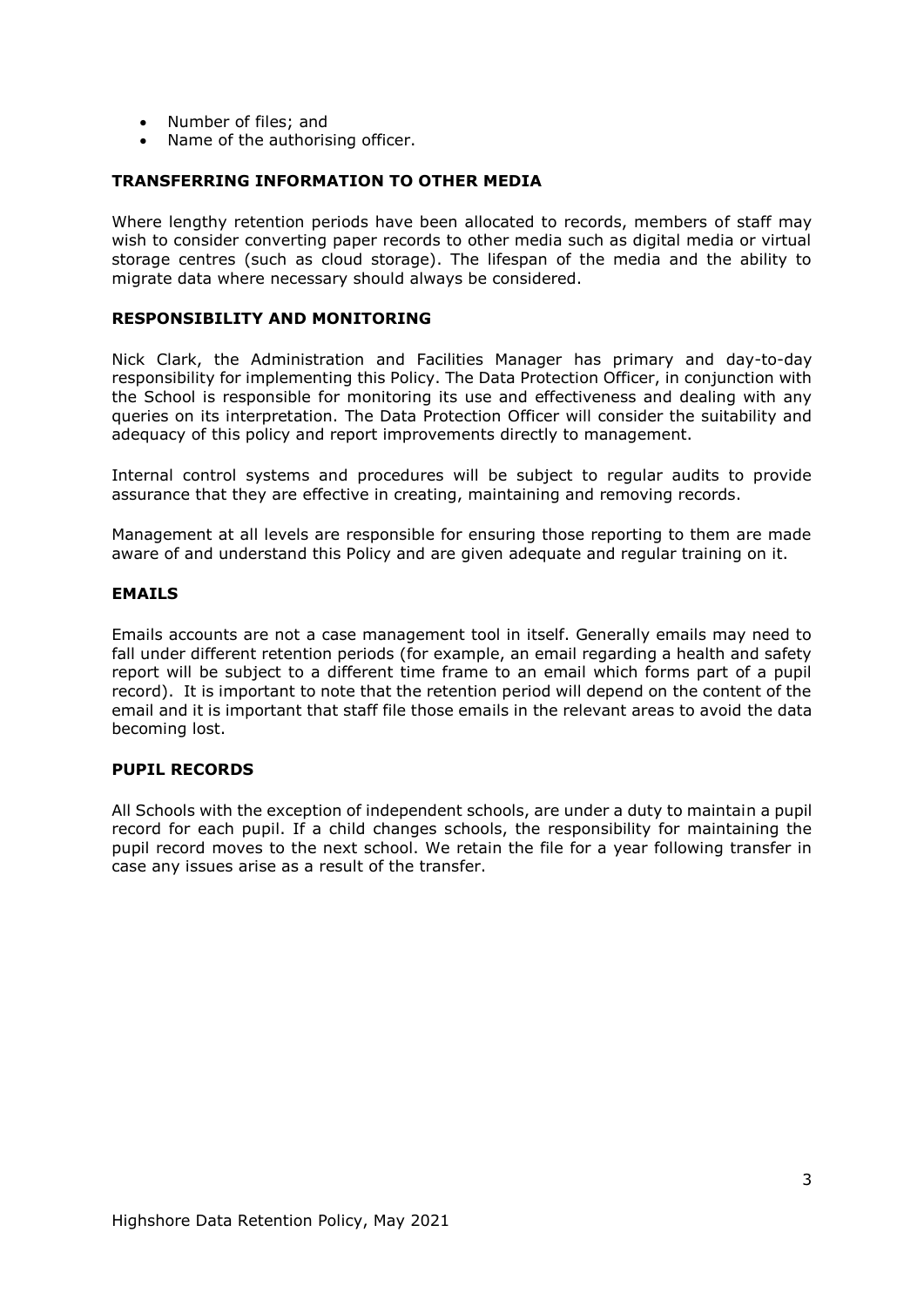- Number of files; and
- Name of the authorising officer.

### TRANSFERRING INFORMATION TO OTHER MEDIA

Where lengthy retention periods have been allocated to records, members of staff may wish to consider converting paper records to other media such as digital media or virtual storage centres (such as cloud storage). The lifespan of the media and the ability to migrate data where necessary should always be considered.

### RESPONSIBILITY AND MONITORING

Nick Clark, the Administration and Facilities Manager has primary and day-to-day responsibility for implementing this Policy. The Data Protection Officer, in conjunction with the School is responsible for monitoring its use and effectiveness and dealing with any queries on its interpretation. The Data Protection Officer will consider the suitability and adequacy of this policy and report improvements directly to management.

Internal control systems and procedures will be subject to regular audits to provide assurance that they are effective in creating, maintaining and removing records.

Management at all levels are responsible for ensuring those reporting to them are made aware of and understand this Policy and are given adequate and regular training on it.

### EMAILS

Emails accounts are not a case management tool in itself. Generally emails may need to fall under different retention periods (for example, an email regarding a health and safety report will be subject to a different time frame to an email which forms part of a pupil record). It is important to note that the retention period will depend on the content of the email and it is important that staff file those emails in the relevant areas to avoid the data becoming lost.

### PUPIL RECORDS

All Schools with the exception of independent schools, are under a duty to maintain a pupil record for each pupil. If a child changes schools, the responsibility for maintaining the pupil record moves to the next school. We retain the file for a year following transfer in case any issues arise as a result of the transfer.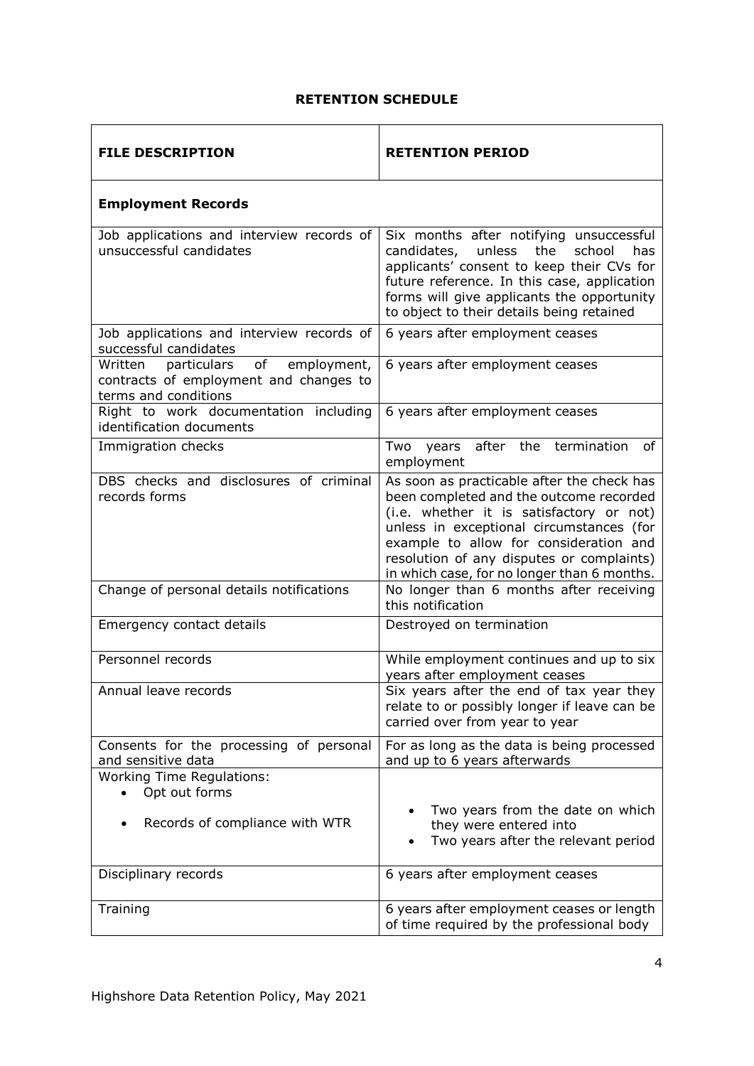## RETENTION SCHEDULE

| FILE DESCRIPTION | RETENTION PERIOD |
|---|---|
| **Employment Records** | |
| Job applications and interview records of unsuccessful candidates | Six months after notifying unsuccessful candidates, unless the school has applicants' consent to keep their CVs for future reference. In this case, application forms will give applicants the opportunity to object to their details being retained |
| Job applications and interview records of successful candidates | 6 years after employment ceases |
| Written particulars of employment, contracts of employment and changes to terms and conditions | 6 years after employment ceases |
| Right to work documentation including identification documents | 6 years after employment ceases |
| Immigration checks | Two years after the termination of employment |
| DBS checks and disclosures of criminal records forms | As soon as practicable after the check has been completed and the outcome recorded (i.e. whether it is satisfactory or not) unless in exceptional circumstances (for example to allow for consideration and resolution of any disputes or complaints) in which case, for no longer than 6 months. |
| Change of personal details notifications | No longer than 6 months after receiving this notification |
| Emergency contact details | Destroyed on termination |
| Personnel records | While employment continues and up to six years after employment ceases |
| Annual leave records | Six years after the end of tax year they relate to or possibly longer if leave can be carried over from year to year |
| Consents for the processing of personal and sensitive data | For as long as the data is being processed and up to 6 years afterwards |
| Working Time Regulations:<br>• Opt out forms<br>• Records of compliance with WTR | • Two years from the date on which they were entered into<br>• Two years after the relevant period |
| Disciplinary records | 6 years after employment ceases |
| Training | 6 years after employment ceases or length of time required by the professional body |

Highshore Data Retention Policy, May 2021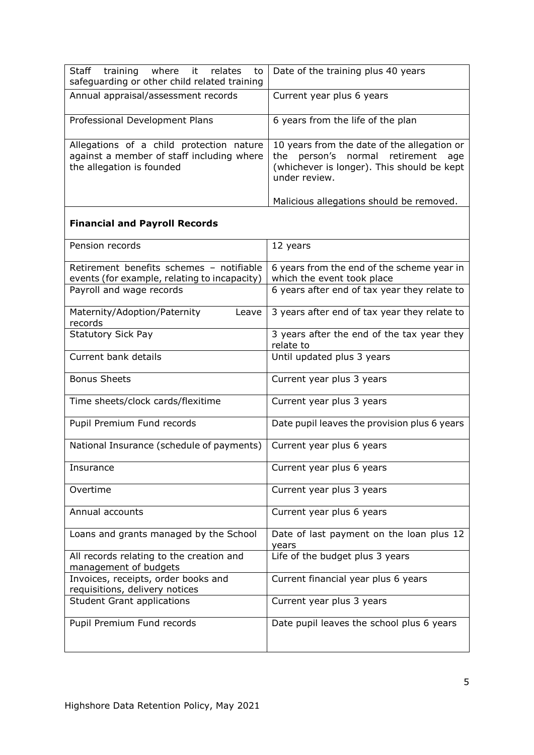| | |
|---|---|
| Staff training where it relates to safeguarding or other child related training | Date of the training plus 40 years |
| Annual appraisal/assessment records | Current year plus 6 years |
| Professional Development Plans | 6 years from the life of the plan |
| Allegations of a child protection nature against a member of staff including where the allegation is founded | 10 years from the date of the allegation or the person's normal retirement age (whichever is longer). This should be kept under review.<br><br>Malicious allegations should be removed. |
| **Financial and Payroll Records** | |
| Pension records | 12 years |
| Retirement benefits schemes – notifiable events (for example, relating to incapacity) | 6 years from the end of the scheme year in which the event took place |
| Payroll and wage records | 6 years after end of tax year they relate to |
| Maternity/Adoption/Paternity Leave records | 3 years after end of tax year they relate to |
| Statutory Sick Pay | 3 years after the end of the tax year they relate to |
| Current bank details | Until updated plus 3 years |
| Bonus Sheets | Current year plus 3 years |
| Time sheets/clock cards/flexitime | Current year plus 3 years |
| Pupil Premium Fund records | Date pupil leaves the provision plus 6 years |
| National Insurance (schedule of payments) | Current year plus 6 years |
| Insurance | Current year plus 6 years |
| Overtime | Current year plus 3 years |
| Annual accounts | Current year plus 6 years |
| Loans and grants managed by the School | Date of last payment on the loan plus 12 years |
| All records relating to the creation and management of budgets | Life of the budget plus 3 years |
| Invoices, receipts, order books and requisitions, delivery notices | Current financial year plus 6 years |
| Student Grant applications | Current year plus 3 years |
| Pupil Premium Fund records | Date pupil leaves the school plus 6 years |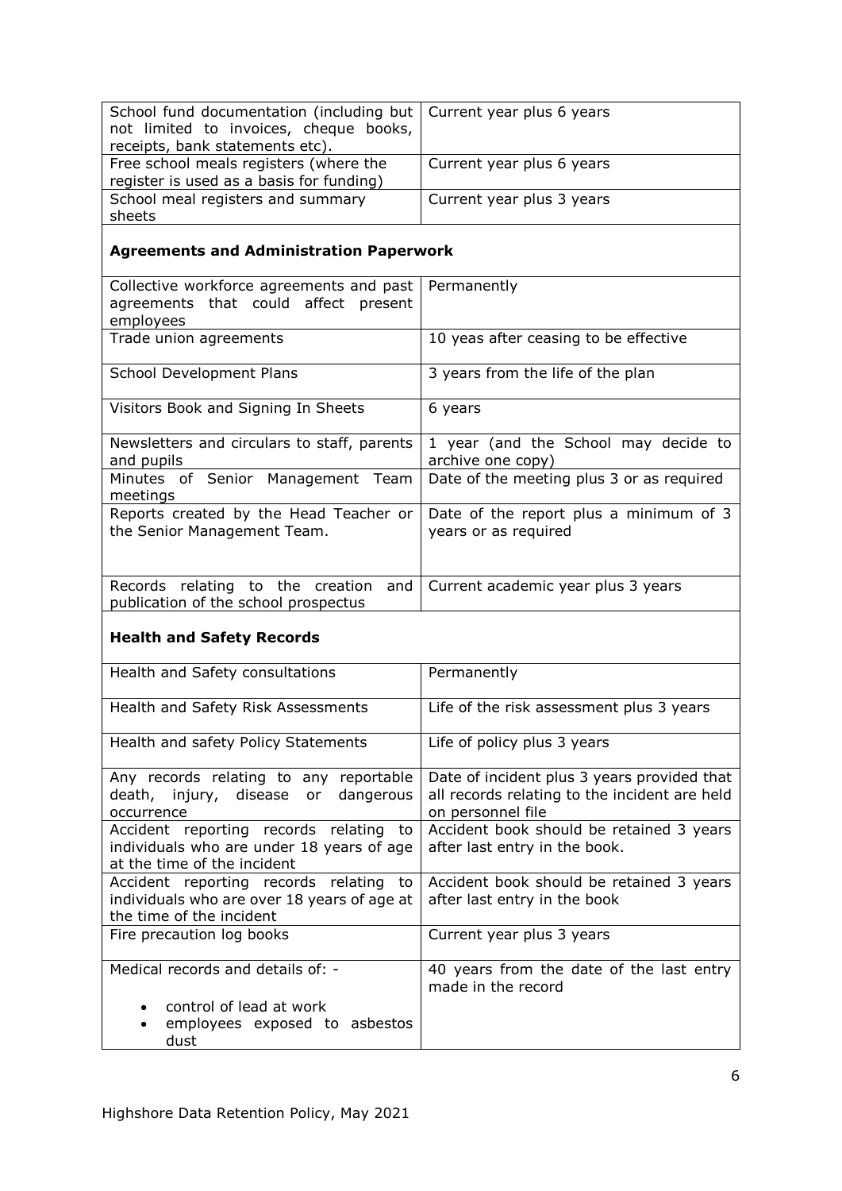| | |
|---|---|
| School fund documentation (including but not limited to invoices, cheque books, receipts, bank statements etc). | Current year plus 6 years |
| Free school meals registers (where the register is used as a basis for funding) | Current year plus 6 years |
| School meal registers and summary sheets | Current year plus 3 years |

**Agreements and Administration Paperwork**

| | |
|---|---|
| Collective workforce agreements and past agreements that could affect present employees | Permanently |
| Trade union agreements | 10 yeas after ceasing to be effective |
| School Development Plans | 3 years from the life of the plan |
| Visitors Book and Signing In Sheets | 6 years |
| Newsletters and circulars to staff, parents and pupils | 1 year (and the School may decide to archive one copy) |
| Minutes of Senior Management Team meetings | Date of the meeting plus 3 or as required |
| Reports created by the Head Teacher or the Senior Management Team. | Date of the report plus a minimum of 3 years or as required |
| Records relating to the creation and publication of the school prospectus | Current academic year plus 3 years |

**Health and Safety Records**

| | |
|---|---|
| Health and Safety consultations | Permanently |
| Health and Safety Risk Assessments | Life of the risk assessment plus 3 years |
| Health and safety Policy Statements | Life of policy plus 3 years |
| Any records relating to any reportable death, injury, disease or dangerous occurrence | Date of incident plus 3 years provided that all records relating to the incident are held on personnel file |
| Accident reporting records relating to individuals who are under 18 years of age at the time of the incident | Accident book should be retained 3 years after last entry in the book. |
| Accident reporting records relating to individuals who are over 18 years of age at the time of the incident | Accident book should be retained 3 years after last entry in the book |
| Fire precaution log books | Current year plus 3 years |
| Medical records and details of: -<br>• control of lead at work<br>• employees exposed to asbestos dust | 40 years from the date of the last entry made in the record |

Highshore Data Retention Policy, May 2021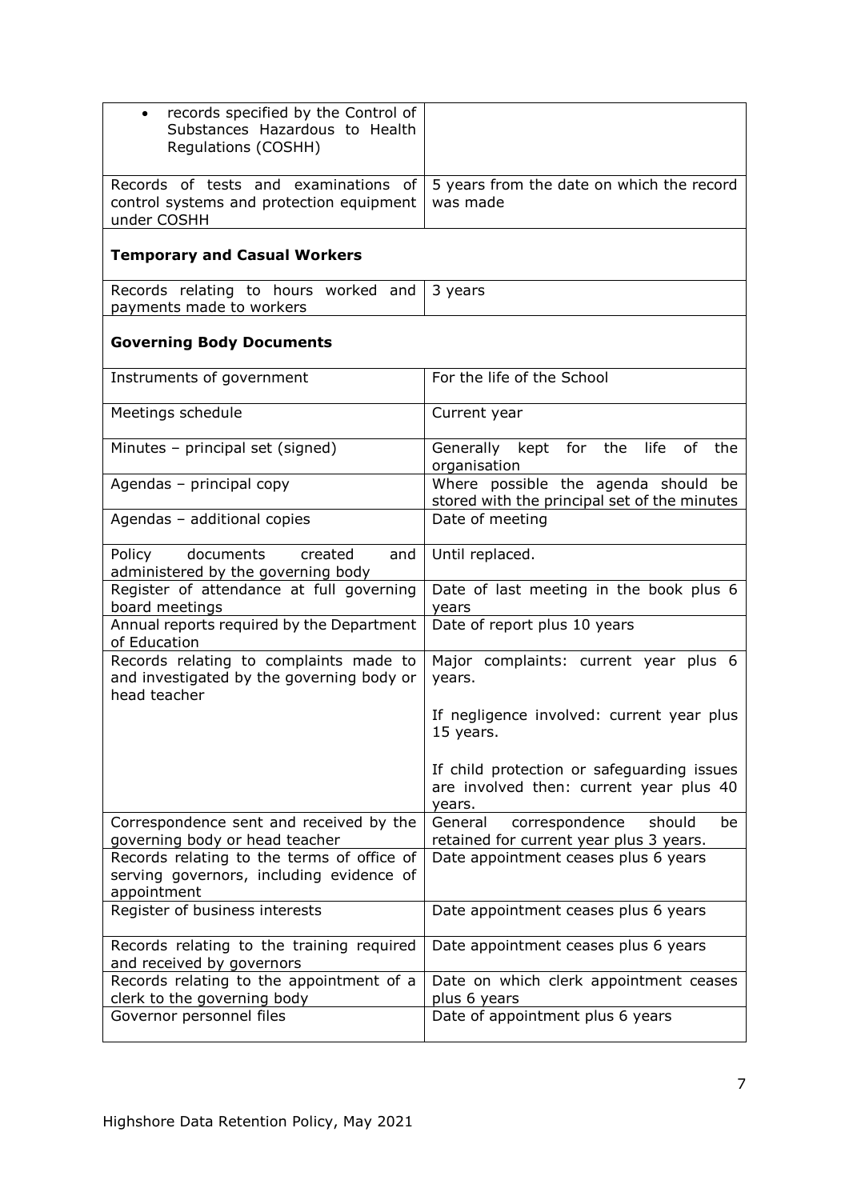| | |
|---|---|
| • records specified by the Control of Substances Hazardous to Health Regulations (COSHH) | |
| Records of tests and examinations of control systems and protection equipment under COSHH | 5 years from the date on which the record was made |
| **Temporary and Casual Workers** | |
| Records relating to hours worked and payments made to workers | 3 years |
| **Governing Body Documents** | |
| Instruments of government | For the life of the School |
| Meetings schedule | Current year |
| Minutes – principal set (signed) | Generally kept for the life of the organisation |
| Agendas – principal copy | Where possible the agenda should be stored with the principal set of the minutes |
| Agendas – additional copies | Date of meeting |
| Policy documents created and administered by the governing body | Until replaced. |
| Register of attendance at full governing board meetings | Date of last meeting in the book plus 6 years |
| Annual reports required by the Department of Education | Date of report plus 10 years |
| Records relating to complaints made to and investigated by the governing body or head teacher | Major complaints: current year plus 6 years.<br><br>If negligence involved: current year plus 15 years.<br><br>If child protection or safeguarding issues are involved then: current year plus 40 years. |
| Correspondence sent and received by the governing body or head teacher | General correspondence should be retained for current year plus 3 years. |
| Records relating to the terms of office of serving governors, including evidence of appointment | Date appointment ceases plus 6 years |
| Register of business interests | Date appointment ceases plus 6 years |
| Records relating to the training required and received by governors | Date appointment ceases plus 6 years |
| Records relating to the appointment of a clerk to the governing body | Date on which clerk appointment ceases plus 6 years |
| Governor personnel files | Date of appointment plus 6 years |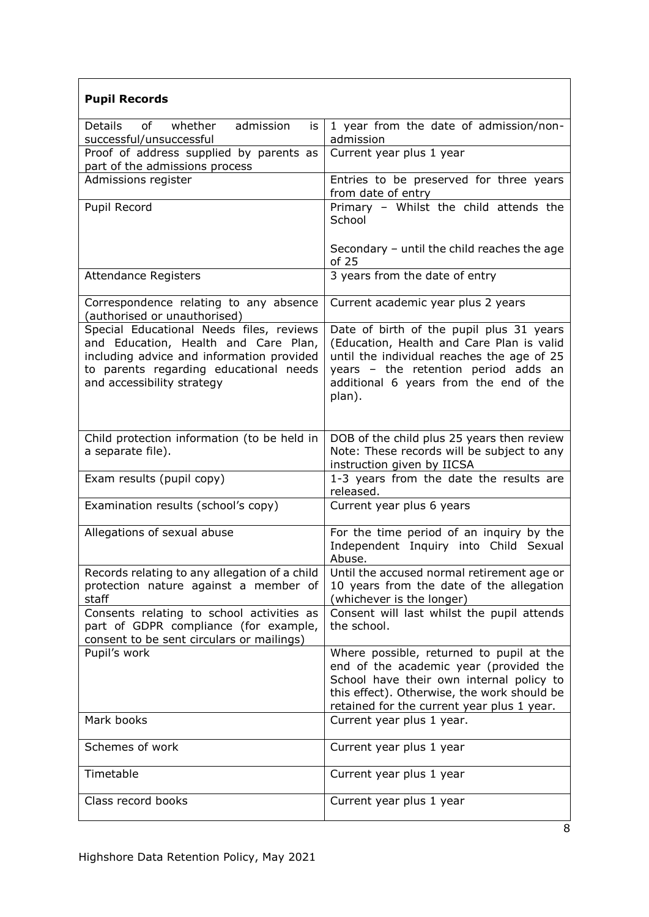| **Pupil Records** | |
|---|---|
| Details of whether admission is successful/unsuccessful | 1 year from the date of admission/non-admission |
| Proof of address supplied by parents as part of the admissions process | Current year plus 1 year |
| Admissions register | Entries to be preserved for three years from date of entry |
| Pupil Record | Primary – Whilst the child attends the School<br><br>Secondary – until the child reaches the age of 25 |
| Attendance Registers | 3 years from the date of entry |
| Correspondence relating to any absence (authorised or unauthorised) | Current academic year plus 2 years |
| Special Educational Needs files, reviews and Education, Health and Care Plan, including advice and information provided to parents regarding educational needs and accessibility strategy | Date of birth of the pupil plus 31 years (Education, Health and Care Plan is valid until the individual reaches the age of 25 years – the retention period adds an additional 6 years from the end of the plan). |
| Child protection information (to be held in a separate file). | DOB of the child plus 25 years then review<br>Note: These records will be subject to any instruction given by IICSA |
| Exam results (pupil copy) | 1-3 years from the date the results are released. |
| Examination results (school's copy) | Current year plus 6 years |
| Allegations of sexual abuse | For the time period of an inquiry by the Independent Inquiry into Child Sexual Abuse. |
| Records relating to any allegation of a child protection nature against a member of staff | Until the accused normal retirement age or 10 years from the date of the allegation (whichever is the longer) |
| Consents relating to school activities as part of GDPR compliance (for example, consent to be sent circulars or mailings) | Consent will last whilst the pupil attends the school. |
| Pupil's work | Where possible, returned to pupil at the end of the academic year (provided the School have their own internal policy to this effect). Otherwise, the work should be retained for the current year plus 1 year. |
| Mark books | Current year plus 1 year. |
| Schemes of work | Current year plus 1 year |
| Timetable | Current year plus 1 year |
| Class record books | Current year plus 1 year |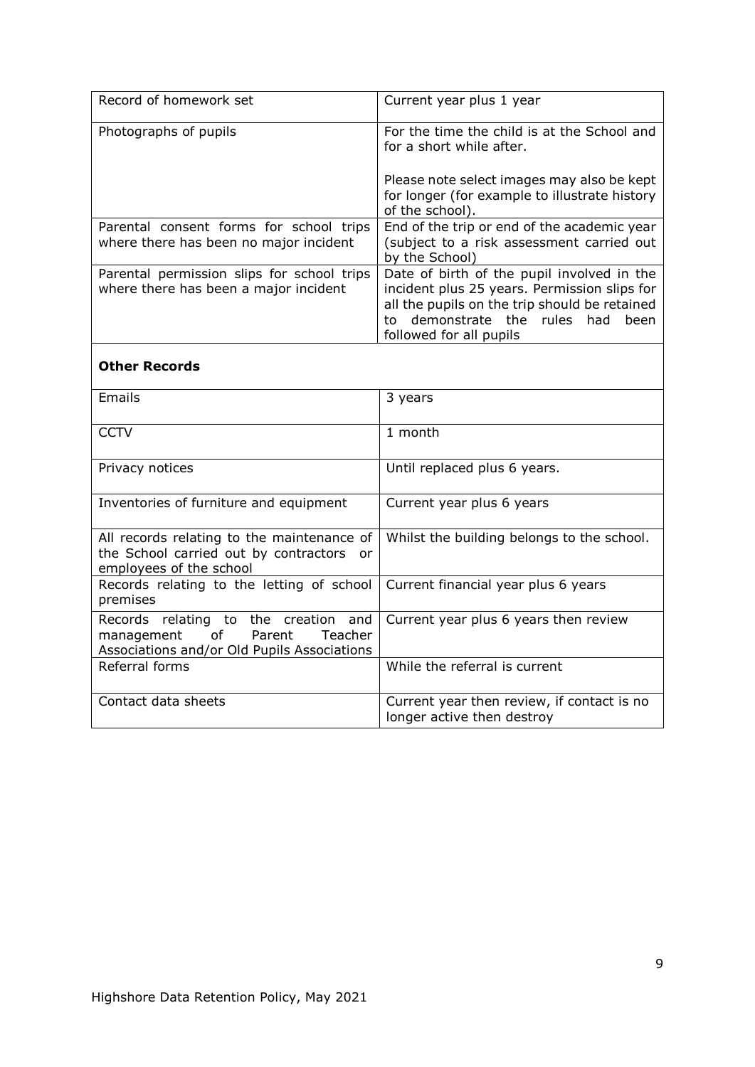| | |
|---|---|
| Record of homework set | Current year plus 1 year |
| Photographs of pupils | For the time the child is at the School and for a short while after.<br><br>Please note select images may also be kept for longer (for example to illustrate history of the school). |
| Parental consent forms for school trips where there has been no major incident | End of the trip or end of the academic year (subject to a risk assessment carried out by the School) |
| Parental permission slips for school trips where there has been a major incident | Date of birth of the pupil involved in the incident plus 25 years. Permission slips for all the pupils on the trip should be retained to demonstrate the rules had been followed for all pupils |

**Other Records**

| | |
|---|---|
| Emails | 3 years |
| CCTV | 1 month |
| Privacy notices | Until replaced plus 6 years. |
| Inventories of furniture and equipment | Current year plus 6 years |
| All records relating to the maintenance of the School carried out by contractors or employees of the school | Whilst the building belongs to the school. |
| Records relating to the letting of school premises | Current financial year plus 6 years |
| Records relating to the creation and management of Parent Teacher Associations and/or Old Pupils Associations | Current year plus 6 years then review |
| Referral forms | While the referral is current |
| Contact data sheets | Current year then review, if contact is no longer active then destroy |

Highshore Data Retention Policy, May 2021